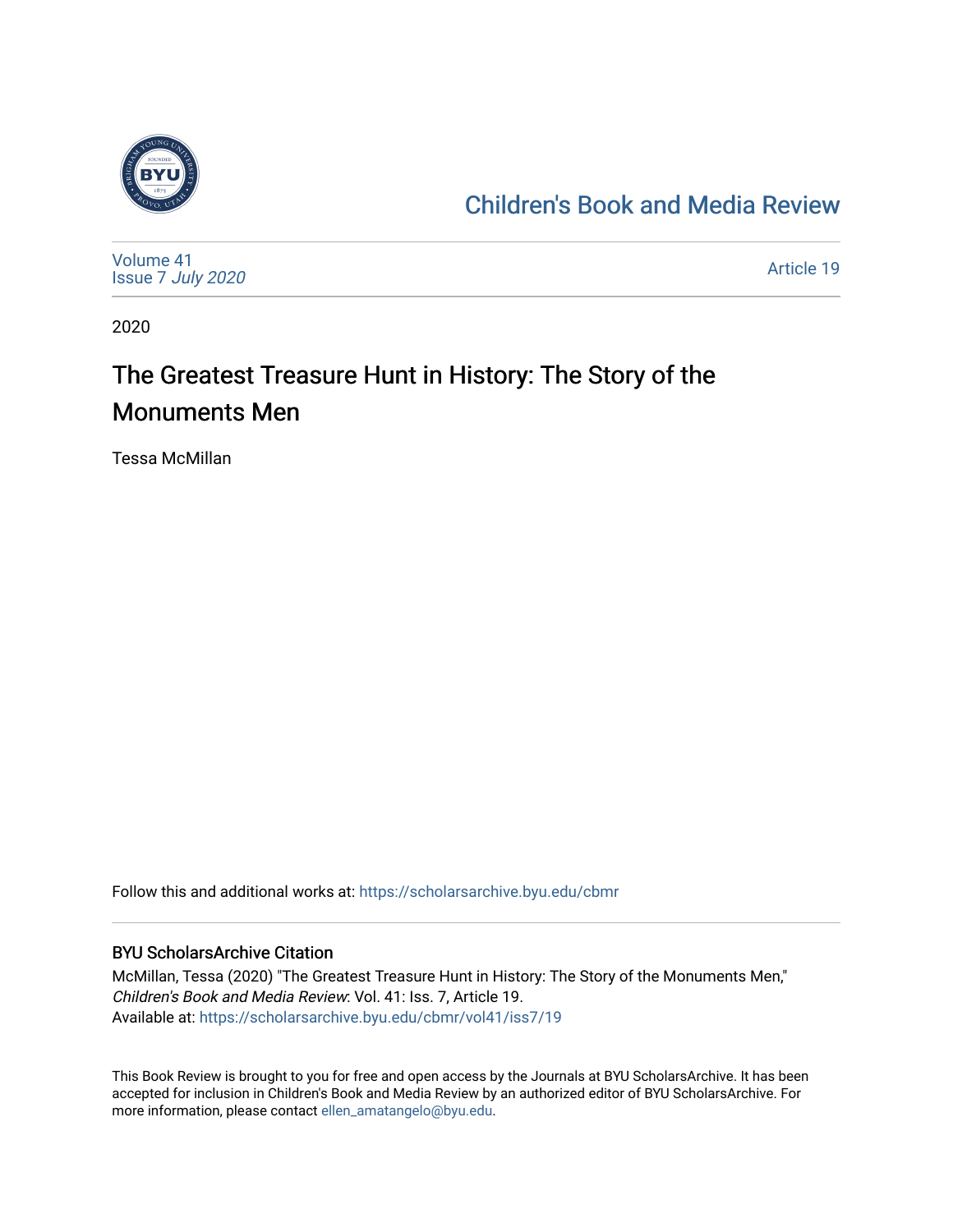Children's Book and Media Review

Volume 41
Issue 7 *July 2020*

Article 19

2020

# The Greatest Treasure Hunt in History: The Story of the Monuments Men

Tessa McMillan

Follow this and additional works at: https://scholarsarchive.byu.edu/cbmr

### BYU ScholarsArchive Citation

McMillan, Tessa (2020) "The Greatest Treasure Hunt in History: The Story of the Monuments Men," *Children's Book and Media Review*: Vol. 41: Iss. 7, Article 19.
Available at: https://scholarsarchive.byu.edu/cbmr/vol41/iss7/19

This Book Review is brought to you for free and open access by the Journals at BYU ScholarsArchive. It has been accepted for inclusion in Children's Book and Media Review by an authorized editor of BYU ScholarsArchive. For more information, please contact ellen_amatangelo@byu.edu.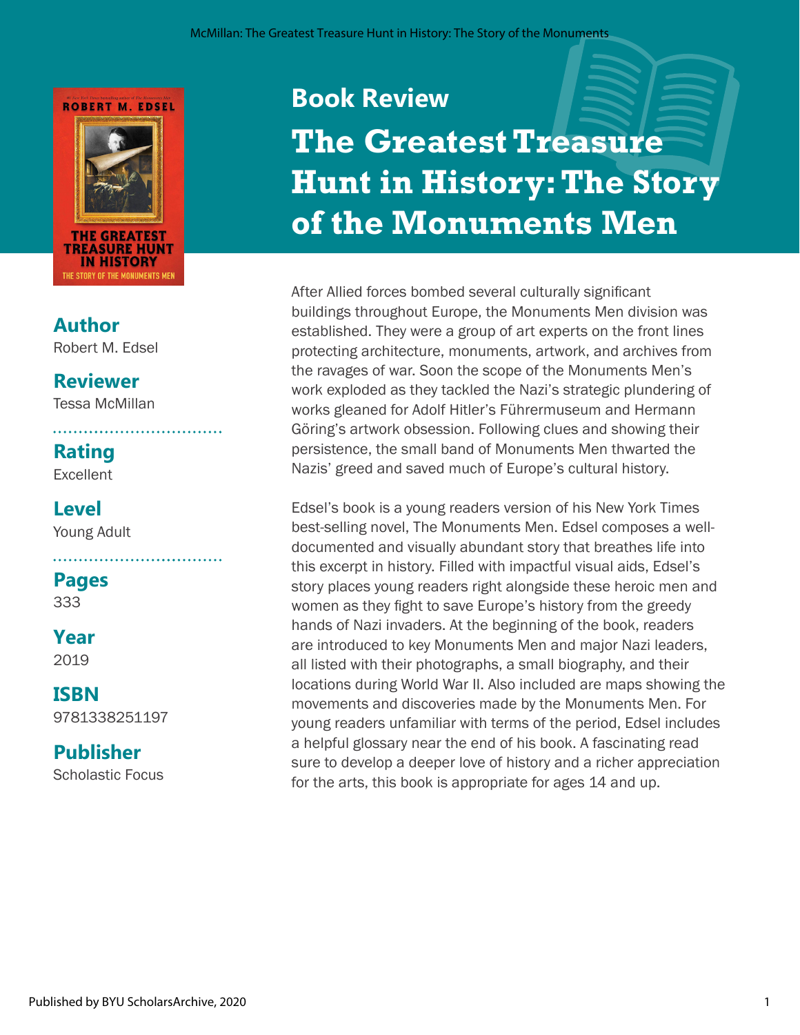## Book Review

# The Greatest Treasure Hunt in History: The Story of the Monuments Men

**Author**
Robert M. Edsel

**Reviewer**
Tessa McMillan

**Rating**
Excellent

**Level**
Young Adult

**Pages**
333

**Year**
2019

**ISBN**
9781338251197

**Publisher**
Scholastic Focus

After Allied forces bombed several culturally significant buildings throughout Europe, the Monuments Men division was established. They were a group of art experts on the front lines protecting architecture, monuments, artwork, and archives from the ravages of war. Soon the scope of the Monuments Men's work exploded as they tackled the Nazi's strategic plundering of works gleaned for Adolf Hitler's Führermuseum and Hermann Göring's artwork obsession. Following clues and showing their persistence, the small band of Monuments Men thwarted the Nazis' greed and saved much of Europe's cultural history.

Edsel's book is a young readers version of his New York Times best-selling novel, The Monuments Men. Edsel composes a well-documented and visually abundant story that breathes life into this excerpt in history. Filled with impactful visual aids, Edsel's story places young readers right alongside these heroic men and women as they fight to save Europe's history from the greedy hands of Nazi invaders. At the beginning of the book, readers are introduced to key Monuments Men and major Nazi leaders, all listed with their photographs, a small biography, and their locations during World War II. Also included are maps showing the movements and discoveries made by the Monuments Men. For young readers unfamiliar with terms of the period, Edsel includes a helpful glossary near the end of his book. A fascinating read sure to develop a deeper love of history and a richer appreciation for the arts, this book is appropriate for ages 14 and up.